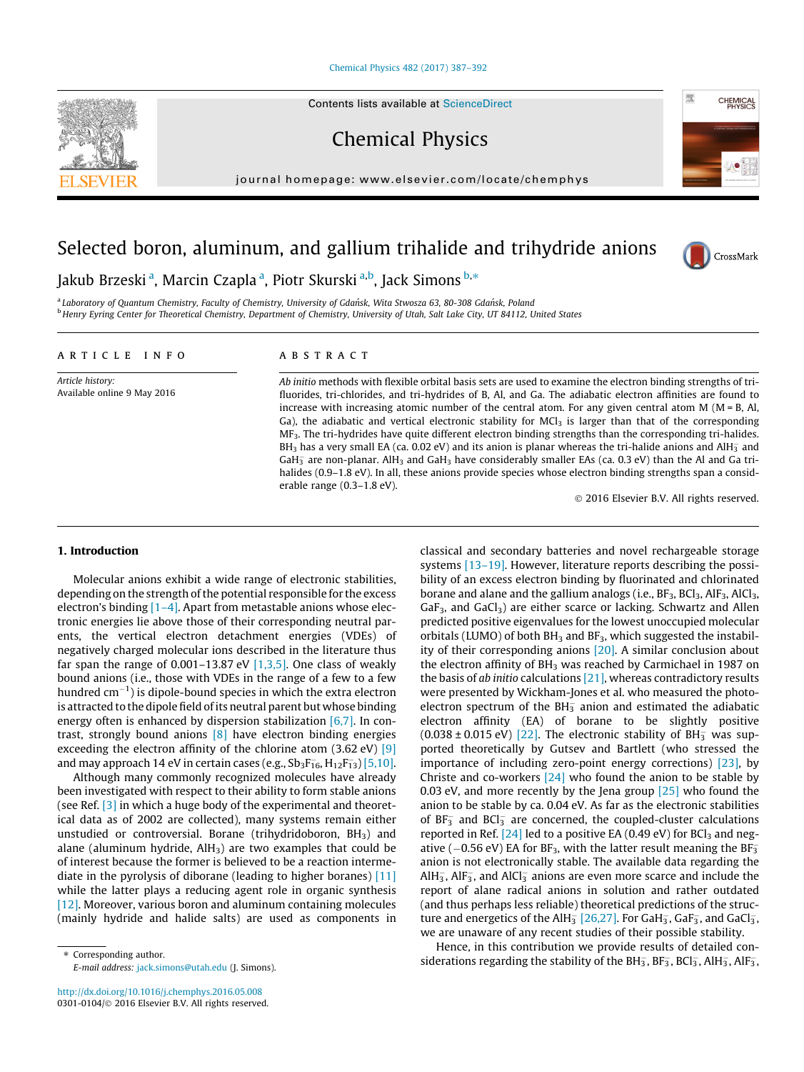# Selected boron, aluminum, and gallium trihalide and trihydride anions

Jakub Brzeski [a], Marcin Czapla [a], Piotr Skurski [a,b], Jack Simons [b,*]

[a] Laboratory of Quantum Chemistry, Faculty of Chemistry, University of Gdańsk, Wita Stwosza 63, 80-308 Gdańsk, Poland
[b] Henry Eyring Center for Theoretical Chemistry, Department of Chemistry, University of Utah, Salt Lake City, UT 84112, United States

**ARTICLE INFO**

*Article history:*
Available online 9 May 2016

**ABSTRACT**

*Ab initio* methods with flexible orbital basis sets are used to examine the electron binding strengths of tri-fluorides, tri-chlorides, and tri-hydrides of B, Al, and Ga. The adiabatic electron affinities are found to increase with increasing atomic number of the central atom. For any given central atom M (M = B, Al, Ga), the adiabatic and vertical electronic stability for $MCl_3$ is larger than that of the corresponding $MF_3$. The tri-hydrides have quite different electron binding strengths than the corresponding tri-halides. $BH_3$ has a very small EA (ca. 0.02 eV) and its anion is planar whereas the tri-halide anions and $AlH_3^-$ and $GaH_3^-$ are non-planar. $AlH_3$ and $GaH_3$ have considerably smaller EAs (ca. 0.3 eV) than the Al and Ga tri-halides (0.9–1.8 eV). In all, these anions provide species whose electron binding strengths span a considerable range (0.3–1.8 eV).

© 2016 Elsevier B.V. All rights reserved.

## 1. Introduction

Molecular anions exhibit a wide range of electronic stabilities, depending on the strength of the potential responsible for the excess electron's binding [1–4]. Apart from metastable anions whose electronic energies lie above those of their corresponding neutral parents, the vertical electron detachment energies (VDEs) of negatively charged molecular ions described in the literature thus far span the range of 0.001–13.87 eV [1,3,5]. One class of weakly bound anions (i.e., those with VDEs in the range of a few to a few hundred $cm^{-1}$) is dipole-bound species in which the extra electron is attracted to the dipole field of its neutral parent but whose binding energy often is enhanced by dispersion stabilization [6,7]. In contrast, strongly bound anions [8] have electron binding energies exceeding the electron affinity of the chlorine atom (3.62 eV) [9] and may approach 14 eV in certain cases (e.g., $Sb_3F_{16}^-$, $H_{12}F_{13}^-$) [5,10].

Although many commonly recognized molecules have already been investigated with respect to their ability to form stable anions (see Ref. [3] in which a huge body of the experimental and theoretical data as of 2002 are collected), many systems remain either unstudied or controversial. Borane (trihydridoboron, $BH_3$) and alane (aluminum hydride, $AlH_3$) are two examples that could be of interest because the former is believed to be a reaction intermediate in the pyrolysis of diborane (leading to higher boranes) [11] while the latter plays a reducing agent role in organic synthesis [12]. Moreover, various boron and aluminum containing molecules (mainly hydride and halide salts) are used as components in classical and secondary batteries and novel rechargeable storage systems [13–19]. However, literature reports describing the possibility of an excess electron binding by fluorinated and chlorinated borane and alane and the gallium analogs (i.e., $BF_3$, $BCl_3$, $AlF_3$, $AlCl_3$, $GaF_3$, and $GaCl_3$) are either scarce or lacking. Schwartz and Allen predicted positive eigenvalues for the lowest unoccupied molecular orbitals (LUMO) of both $BH_3$ and $BF_3$, which suggested the instability of their corresponding anions [20]. A similar conclusion about the electron affinity of $BH_3$ was reached by Carmichael in 1987 on the basis of *ab initio* calculations [21], whereas contradictory results were presented by Wickham-Jones et al. who measured the photoelectron spectrum of the $BH_3^-$ anion and estimated the adiabatic electron affinity (EA) of borane to be slightly positive (0.038 ± 0.015 eV) [22]. The electronic stability of $BH_3^-$ was supported theoretically by Gutsev and Bartlett (who stressed the importance of including zero-point energy corrections) [23], by Christe and co-workers [24] who found the anion to be stable by ca. 0.03 eV, and more recently by the Jena group [25] who found the anion to be stable by ca. 0.04 eV. As far as the electronic stabilities of $BF_3^-$ and $BCl_3^-$ are concerned, the coupled-cluster calculations reported in Ref. [24] led to a positive EA (0.49 eV) for $BCl_3$ and negative (−0.56 eV) EA for $BF_3$, with the latter result meaning the $BF_3^-$ anion is not electronically stable. The available data regarding the $AlH_3^-$, $AlF_3^-$, and $AlCl_3^-$ anions are even more scarce and include the report of alane radical anions in solution and rather outdated (and thus perhaps less reliable) theoretical predictions of the structure and energetics of the $AlH_3^-$ [26,27]. For $GaH_3^-$, $GaF_3^-$, and $GaCl_3^-$, we are unaware of any recent studies of their possible stability.

Hence, in this contribution we provide results of detailed considerations regarding the stability of the $BH_3^-$, $BF_3^-$, $BCl_3^-$, $AlH_3^-$, $AlF_3^-$,

* Corresponding author.
E-mail address: jack.simons@utah.edu (J. Simons).

http://dx.doi.org/10.1016/j.chemphys.2016.05.008
0301-0104/© 2016 Elsevier B.V. All rights reserved.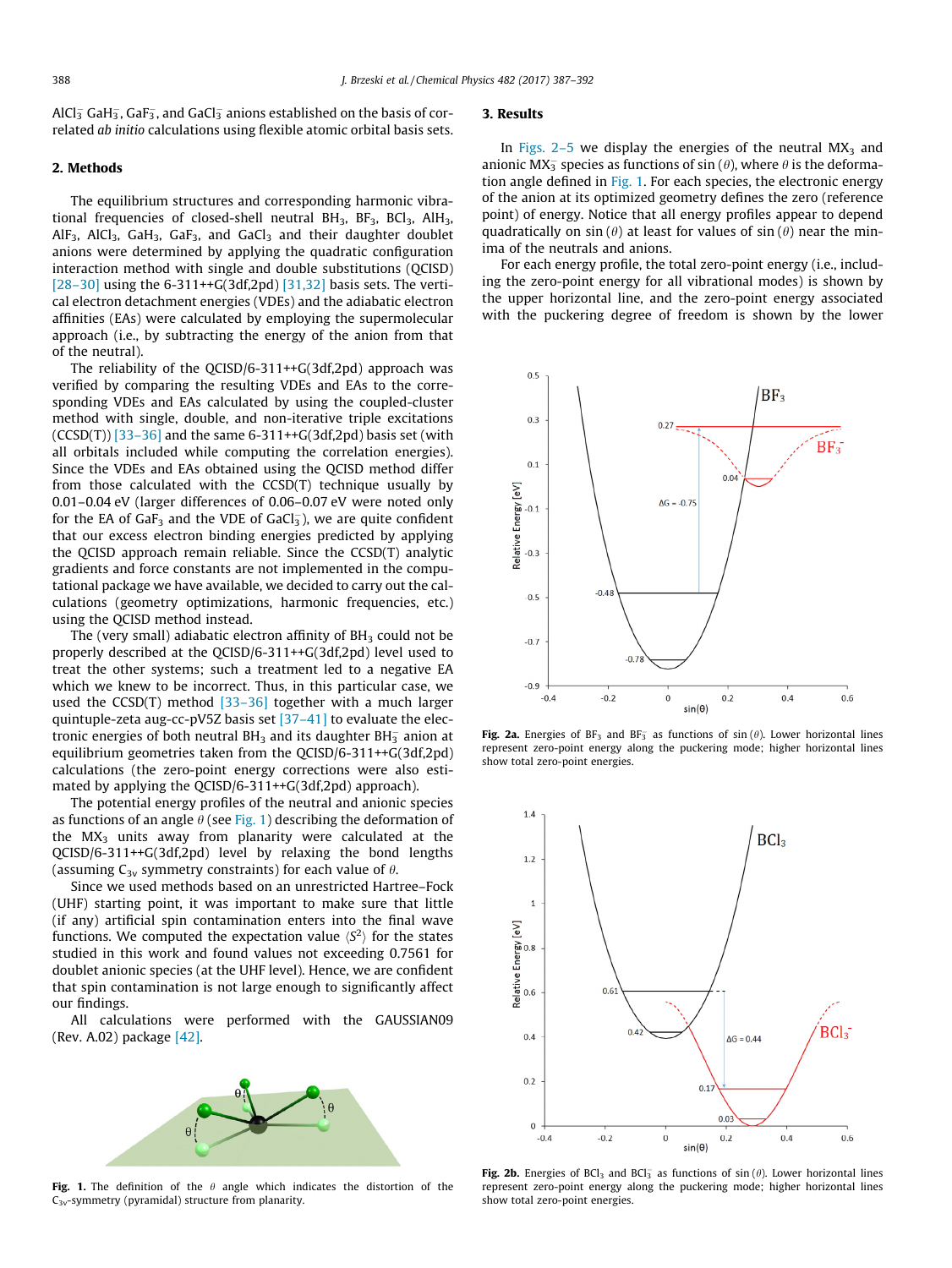$AlCl_3^-$ $GaH_3^-$, $GaF_3^-$, and $GaCl_3^-$ anions established on the basis of correlated *ab initio* calculations using flexible atomic orbital basis sets.

## 2. Methods

The equilibrium structures and corresponding harmonic vibrational frequencies of closed-shell neutral $BH_3$, $BF_3$, $BCl_3$, $AlH_3$, $AlF_3$, $AlCl_3$, $GaH_3$, $GaF_3$, and $GaCl_3$ and their daughter doublet anions were determined by applying the quadratic configuration interaction method with single and double substitutions (QCISD) [28–30] using the 6-311++G(3df,2pd) [31,32] basis sets. The vertical electron detachment energies (VDEs) and the adiabatic electron affinities (EAs) were calculated by employing the supermolecular approach (i.e., by subtracting the energy of the anion from that of the neutral).

The reliability of the QCISD/6-311++G(3df,2pd) approach was verified by comparing the resulting VDEs and EAs to the corresponding VDEs and EAs calculated by using the coupled-cluster method with single, double, and non-iterative triple excitations (CCSD(T)) [33–36] and the same 6-311++G(3df,2pd) basis set (with all orbitals included while computing the correlation energies). Since the VDEs and EAs obtained using the QCISD method differ from those calculated with the CCSD(T) technique usually by 0.01–0.04 eV (larger differences of 0.06–0.07 eV were noted only for the EA of $GaF_3$ and the VDE of $GaCl_3^-$), we are quite confident that our excess electron binding energies predicted by applying the QCISD approach remain reliable. Since the CCSD(T) analytic gradients and force constants are not implemented in the computational package we have available, we decided to carry out the calculations (geometry optimizations, harmonic frequencies, etc.) using the QCISD method instead.

The (very small) adiabatic electron affinity of $BH_3$ could not be properly described at the QCISD/6-311++G(3df,2pd) level used to treat the other systems; such a treatment led to a negative EA which we knew to be incorrect. Thus, in this particular case, we used the CCSD(T) method [33–36] together with a much larger quintuple-zeta aug-cc-pV5Z basis set [37–41] to evaluate the electronic energies of both neutral $BH_3$ and its daughter $BH_3^-$ anion at equilibrium geometries taken from the QCISD/6-311++G(3df,2pd) calculations (the zero-point energy corrections were also estimated by applying the QCISD/6-311++G(3df,2pd) approach).

The potential energy profiles of the neutral and anionic species as functions of an angle $\theta$ (see Fig. 1) describing the deformation of the $MX_3$ units away from planarity were calculated at the QCISD/6-311++G(3df,2pd) level by relaxing the bond lengths (assuming $C_{3v}$ symmetry constraints) for each value of $\theta$.

Since we used methods based on an unrestricted Hartree–Fock (UHF) starting point, it was important to make sure that little (if any) artificial spin contamination enters into the final wave functions. We computed the expectation value $\langle S^2 \rangle$ for the states studied in this work and found values not exceeding 0.7561 for doublet anionic species (at the UHF level). Hence, we are confident that spin contamination is not large enough to significantly affect our findings.

All calculations were performed with the GAUSSIAN09 (Rev. A.02) package [42].

**Fig. 1.** The definition of the $\theta$ angle which indicates the distortion of the $C_{3v}$-symmetry (pyramidal) structure from planarity.

## 3. Results

In Figs. 2–5 we display the energies of the neutral $MX_3$ and anionic $MX_3^-$ species as functions of $\sin(\theta)$, where $\theta$ is the deformation angle defined in Fig. 1. For each species, the electronic energy of the anion at its optimized geometry defines the zero (reference point) of energy. Notice that all energy profiles appear to depend quadratically on $\sin(\theta)$ at least for values of $\sin(\theta)$ near the minima of the neutrals and anions.

For each energy profile, the total zero-point energy (i.e., including the zero-point energy for all vibrational modes) is shown by the upper horizontal line, and the zero-point energy associated with the puckering degree of freedom is shown by the lower

**Fig. 2a.** Energies of $BF_3$ and $BF_3^-$ as functions of $\sin(\theta)$. Lower horizontal lines represent zero-point energy along the puckering mode; higher horizontal lines show total zero-point energies.

**Fig. 2b.** Energies of $BCl_3$ and $BCl_3^-$ as functions of $\sin(\theta)$. Lower horizontal lines represent zero-point energy along the puckering mode; higher horizontal lines show total zero-point energies.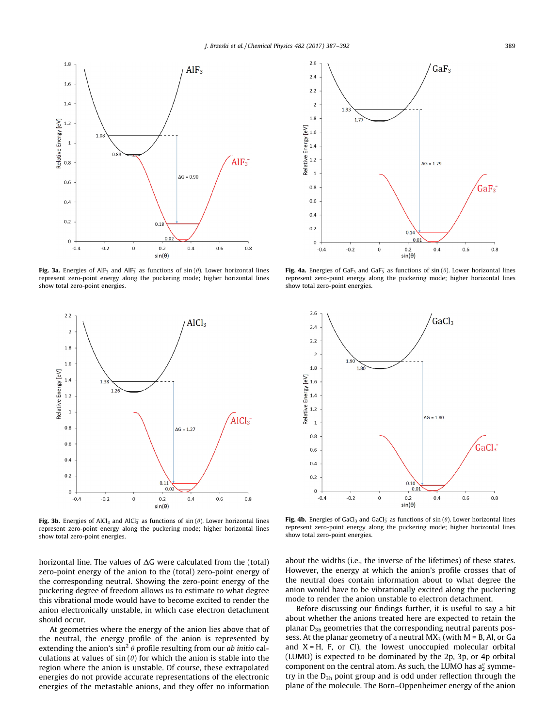**Fig. 3a.** Energies of $AlF_3$ and $AlF_3^-$ as functions of $\sin(\theta)$. Lower horizontal lines represent zero-point energy along the puckering mode; higher horizontal lines show total zero-point energies.

**Fig. 4a.** Energies of $GaF_3$ and $GaF_3^-$ as functions of $\sin(\theta)$. Lower horizontal lines represent zero-point energy along the puckering mode; higher horizontal lines show total zero-point energies.

**Fig. 3b.** Energies of $AlCl_3$ and $AlCl_3^-$ as functions of $\sin(\theta)$. Lower horizontal lines represent zero-point energy along the puckering mode; higher horizontal lines show total zero-point energies.

**Fig. 4b.** Energies of $GaCl_3$ and $GaCl_3^-$ as functions of $\sin(\theta)$. Lower horizontal lines represent zero-point energy along the puckering mode; higher horizontal lines show total zero-point energies.

horizontal line. The values of $\Delta G$ were calculated from the (total) zero-point energy of the anion to the (total) zero-point energy of the corresponding neutral. Showing the zero-point energy of the puckering degree of freedom allows us to estimate to what degree this vibrational mode would have to become excited to render the anion electronically unstable, in which case electron detachment should occur.

At geometries where the energy of the anion lies above that of the neutral, the energy profile of the anion is represented by extending the anion's $\sin^2\theta$ profile resulting from our *ab initio* calculations at values of $\sin(\theta)$ for which the anion is stable into the region where the anion is unstable. Of course, these extrapolated energies do not provide accurate representations of the electronic energies of the metastable anions, and they offer no information about the widths (i.e., the inverse of the lifetimes) of these states. However, the energy at which the anion's profile crosses that of the neutral does contain information about to what degree the anion would have to be vibrationally excited along the puckering mode to render the anion unstable to electron detachment.

Before discussing our findings further, it is useful to say a bit about whether the anions treated here are expected to retain the planar $D_{3h}$ geometries that the corresponding neutral parents possess. At the planar geometry of a neutral $MX_3$ (with M = B, Al, or Ga and X = H, F, or Cl), the lowest unoccupied molecular orbital (LUMO) is expected to be dominated by the 2p, 3p, or 4p orbital component on the central atom. As such, the LUMO has $a_2''$ symmetry in the $D_{3h}$ point group and is odd under reflection through the plane of the molecule. The Born–Oppenheimer energy of the anion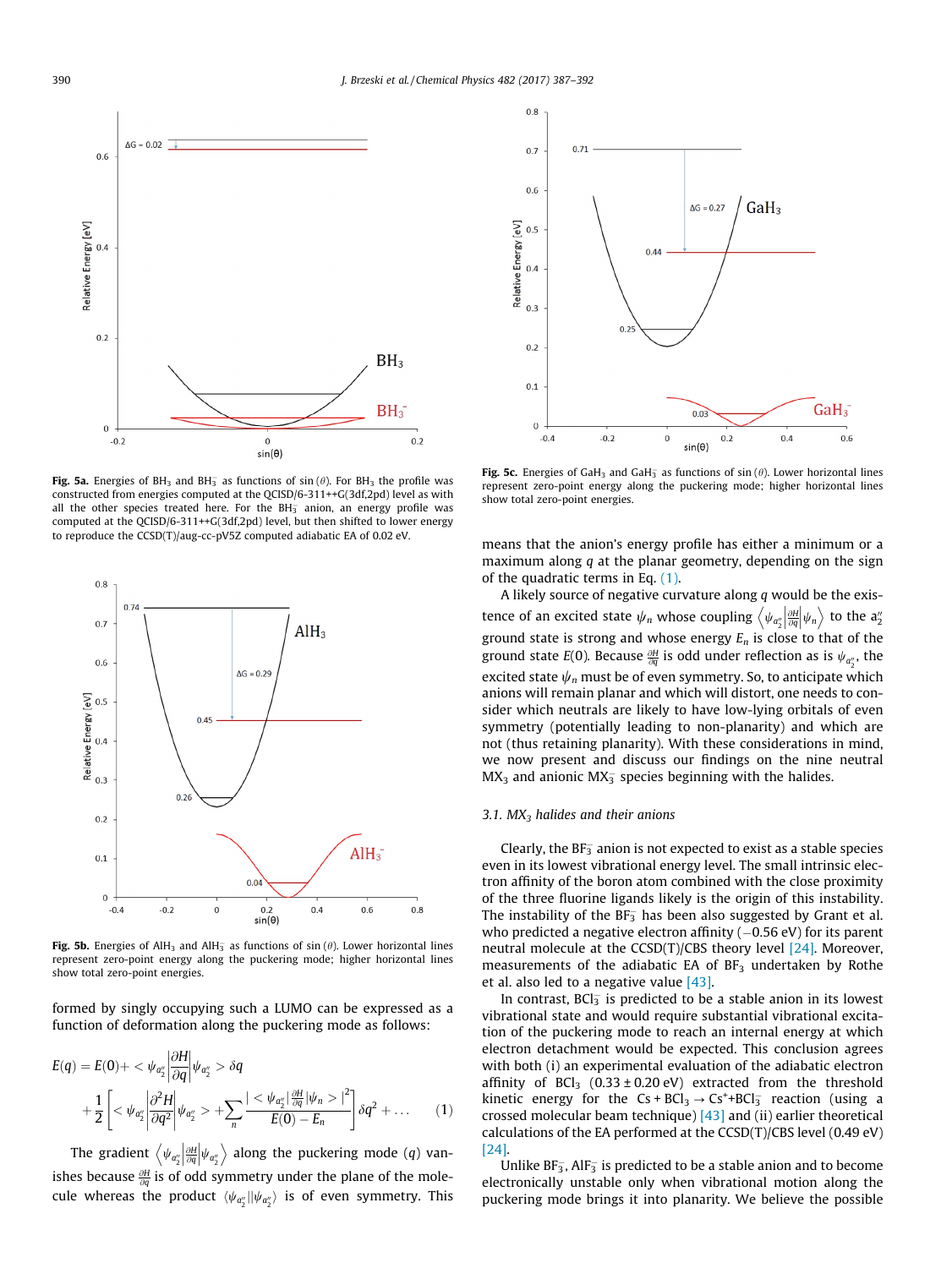Fig. 5a. Energies of $BH_3$ and $BH_3^-$ as functions of sin ($\theta$). For $BH_3$ the profile was constructed from energies computed at the QCISD/6-311++G(3df,2pd) level as with all the other species treated here. For the $BH_3^-$ anion, an energy profile was computed at the QCISD/6-311++G(3df,2pd) level, but then shifted to lower energy to reproduce the CCSD(T)/aug-cc-pV5Z computed adiabatic EA of 0.02 eV.

Fig. 5b. Energies of $AlH_3$ and $AlH_3^-$ as functions of sin ($\theta$). Lower horizontal lines represent zero-point energy along the puckering mode; higher horizontal lines show total zero-point energies.

formed by singly occupying such a LUMO can be expressed as a function of deformation along the puckering mode as follows:

$$E(q) = E(0) + \left< \psi_{a_2''} \left| \frac{\partial H}{\partial q} \right| \psi_{a_2''} \right> \delta q + \frac{1}{2}\left[ \left< \psi_{a_2''} \left| \frac{\partial^2 H}{\partial q^2} \right| \psi_{a_2''} \right> + \sum_n \frac{\left| \left< \psi_{a_2''} \left| \frac{\partial H}{\partial q} \right| \psi_n \right> \right|^2}{E(0) - E_n} \right] \delta q^2 + \ldots \quad (1)$$

The gradient $\left\langle \psi_{a_2''} \left| \frac{\partial H}{\partial q} \right| \psi_{a_2''} \right\rangle$ along the puckering mode ($q$) vanishes because $\frac{\partial H}{\partial q}$ is of odd symmetry under the plane of the molecule whereas the product $\langle \psi_{a_2''} || \psi_{a_2''} \rangle$ is of even symmetry. This means that the anion's energy profile has either a minimum or a maximum along $q$ at the planar geometry, depending on the sign of the quadratic terms in Eq. (1).

A likely source of negative curvature along $q$ would be the existence of an excited state $\psi_n$ whose coupling $\left\langle \psi_{a_2''} \left| \frac{\partial H}{\partial q} \right| \psi_n \right\rangle$ to the $a_2''$ ground state is strong and whose energy $E_n$ is close to that of the ground state $E(0)$. Because $\frac{\partial H}{\partial q}$ is odd under reflection as is $\psi_{a_2''}$, the excited state $\psi_n$ must be of even symmetry. So, to anticipate which anions will remain planar and which will distort, one needs to consider which neutrals are likely to have low-lying orbitals of even symmetry (potentially leading to non-planarity) and which are not (thus retaining planarity). With these considerations in mind, we now present and discuss our findings on the nine neutral $MX_3$ and anionic $MX_3^-$ species beginning with the halides.

Fig. 5c. Energies of $GaH_3$ and $GaH_3^-$ as functions of sin ($\theta$). Lower horizontal lines represent zero-point energy along the puckering mode; higher horizontal lines show total zero-point energies.

### 3.1. $MX_3$ halides and their anions

Clearly, the $BF_3^-$ anion is not expected to exist as a stable species even in its lowest vibrational energy level. The small intrinsic electron affinity of the boron atom combined with the close proximity of the three fluorine ligands likely is the origin of this instability. The instability of the $BF_3^-$ has been also suggested by Grant et al. who predicted a negative electron affinity (−0.56 eV) for its parent neutral molecule at the CCSD(T)/CBS theory level [24]. Moreover, measurements of the adiabatic EA of $BF_3$ undertaken by Rothe et al. also led to a negative value [43].

In contrast, $BCl_3^-$ is predicted to be a stable anion in its lowest vibrational state and would require substantial vibrational excitation of the puckering mode to reach an internal energy at which electron detachment would be expected. This conclusion agrees with both (i) an experimental evaluation of the adiabatic electron affinity of $BCl_3$ (0.33 ± 0.20 eV) extracted from the threshold kinetic energy for the $Cs + BCl_3 \rightarrow Cs^+ + BCl_3^-$ reaction (using a crossed molecular beam technique) [43] and (ii) earlier theoretical calculations of the EA performed at the CCSD(T)/CBS level (0.49 eV) [24].

Unlike $BF_3^-$, $AlF_3^-$ is predicted to be a stable anion and to become electronically unstable only when vibrational motion along the puckering mode brings it into planarity. We believe the possible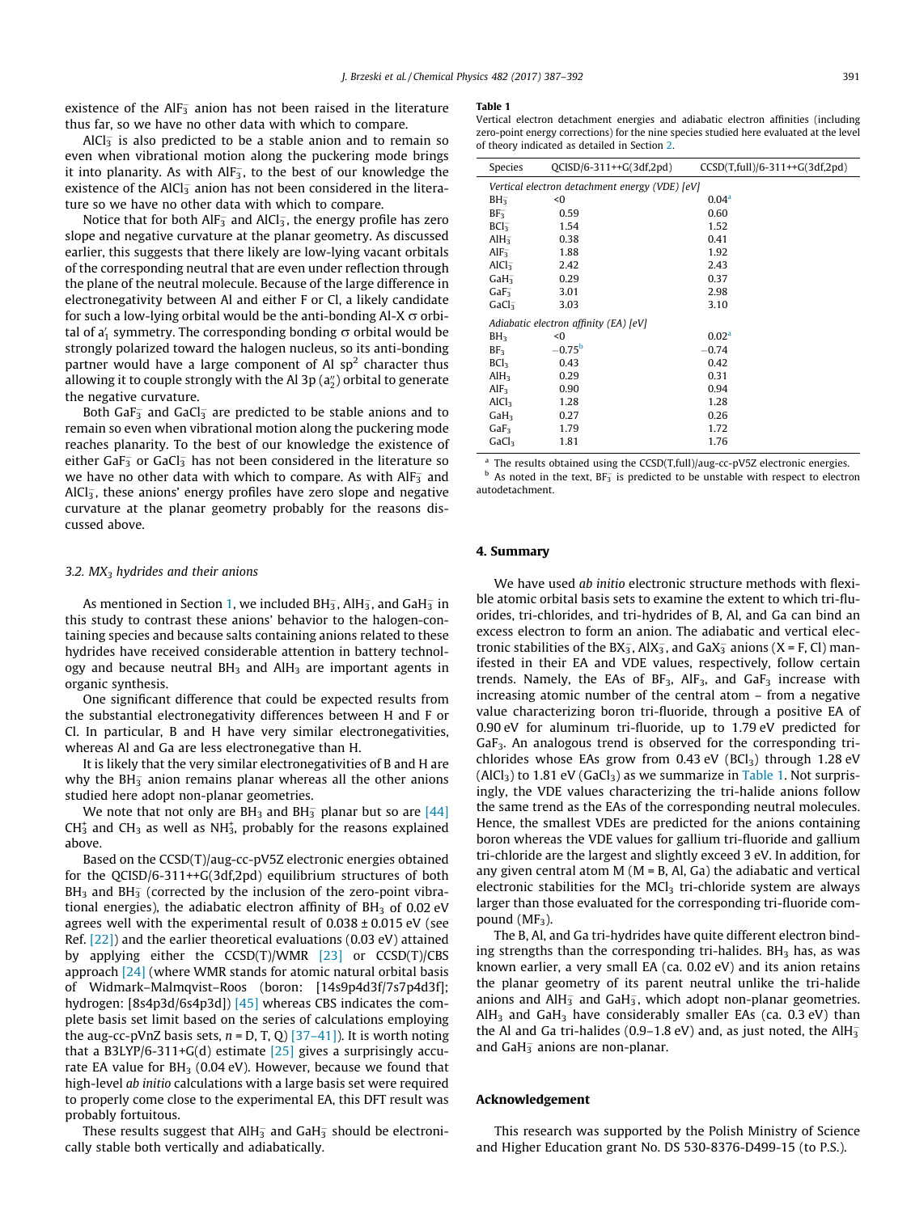existence of the $AlF_3^-$ anion has not been raised in the literature thus far, so we have no other data with which to compare.

$AlCl_3^-$ is also predicted to be a stable anion and to remain so even when vibrational motion along the puckering mode brings it into planarity. As with $AlF_3^-$, to the best of our knowledge the existence of the $AlCl_3^-$ anion has not been considered in the literature so we have no other data with which to compare.

Notice that for both $AlF_3^-$ and $AlCl_3^-$, the energy profile has zero slope and negative curvature at the planar geometry. As discussed earlier, this suggests that there likely are low-lying vacant orbitals of the corresponding neutral that are even under reflection through the plane of the neutral molecule. Because of the large difference in electronegativity between Al and either F or Cl, a likely candidate for such a low-lying orbital would be the anti-bonding Al-X σ orbital of $a_1'$ symmetry. The corresponding bonding σ orbital would be strongly polarized toward the halogen nucleus, so its anti-bonding partner would have a large component of Al $sp^2$ character thus allowing it to couple strongly with the Al 3p ($a_2''$) orbital to generate the negative curvature.

Both $GaF_3^-$ and $GaCl_3^-$ are predicted to be stable anions and to remain so even when vibrational motion along the puckering mode reaches planarity. To the best of our knowledge the existence of either $GaF_3^-$ or $GaCl_3^-$ has not been considered in the literature so we have no other data with which to compare. As with $AlF_3^-$ and $AlCl_3^-$, these anions' energy profiles have zero slope and negative curvature at the planar geometry probably for the reasons discussed above.

### 3.2. $MX_3$ hydrides and their anions

As mentioned in Section 1, we included $BH_3^-$, $AlH_3^-$, and $GaH_3^-$ in this study to contrast these anions' behavior to the halogen-containing species and because salts containing anions related to these hydrides have received considerable attention in battery technology and because neutral $BH_3$ and $AlH_3$ are important agents in organic synthesis.

One significant difference that could be expected results from the substantial electronegativity differences between H and F or Cl. In particular, B and H have very similar electronegativities, whereas Al and Ga are less electronegative than H.

It is likely that the very similar electronegativities of B and H are why the $BH_3^-$ anion remains planar whereas all the other anions studied here adopt non-planar geometries.

We note that not only are $BH_3$ and $BH_3^-$ planar but so are [44] $CH_3^+$ and $CH_3$ as well as $NH_3^+$, probably for the reasons explained above.

Based on the CCSD(T)/aug-cc-pV5Z electronic energies obtained for the QCISD/6-311++G(3df,2pd) equilibrium structures of both $BH_3$ and $BH_3^-$ (corrected by the inclusion of the zero-point vibrational energies), the adiabatic electron affinity of $BH_3$ of 0.02 eV agrees well with the experimental result of 0.038 ± 0.015 eV (see Ref. [22]) and the earlier theoretical evaluations (0.03 eV) attained by applying either the CCSD(T)/WMR [23] or CCSD(T)/CBS approach [24] (where WMR stands for atomic natural orbital basis of Widmark–Malmqvist–Roos (boron: [14s9p4d3f/7s7p4d3f]; hydrogen: [8s4p3d/6s4p3d]) [45] whereas CBS indicates the complete basis set limit based on the series of calculations employing the aug-cc-pVnZ basis sets, n = D, T, Q) [37–41]). It is worth noting that a B3LYP/6-311+G(d) estimate [25] gives a surprisingly accurate EA value for $BH_3$ (0.04 eV). However, because we found that high-level *ab initio* calculations with a large basis set were required to properly come close to the experimental EA, this DFT result was probably fortuitous.

These results suggest that $AlH_3^-$ and $GaH_3^-$ should be electronically stable both vertically and adiabatically.

**Table 1**
Vertical electron detachment energies and adiabatic electron affinities (including zero-point energy corrections) for the nine species studied here evaluated at the level of theory indicated as detailed in Section 2.

| Species | QCISD/6-311++G(3df,2pd) | CCSD(T,full)/6-311++G(3df,2pd) |
|---|---|---|
| *Vertical electron detachment energy (VDE) [eV]* | | |
| $BH_3^-$ | <0 | 0.04[a] |
| $BF_3^-$ | 0.59 | 0.60 |
| $BCl_3^-$ | 1.54 | 1.52 |
| $AlH_3^-$ | 0.38 | 0.41 |
| $AlF_3^-$ | 1.88 | 1.92 |
| $AlCl_3^-$ | 2.42 | 2.43 |
| $GaH_3^-$ | 0.29 | 0.37 |
| $GaF_3^-$ | 3.01 | 2.98 |
| $GaCl_3^-$ | 3.03 | 3.10 |
| *Adiabatic electron affinity (EA) [eV]* | | |
| $BH_3$ | <0 | 0.02[a] |
| $BF_3$ | −0.75[b] | −0.74 |
| $BCl_3$ | 0.43 | 0.42 |
| $AlH_3$ | 0.29 | 0.31 |
| $AlF_3$ | 0.90 | 0.94 |
| $AlCl_3$ | 1.28 | 1.28 |
| $GaH_3$ | 0.27 | 0.26 |
| $GaF_3$ | 1.79 | 1.72 |
| $GaCl_3$ | 1.81 | 1.76 |

[a] The results obtained using the CCSD(T,full)/aug-cc-pV5Z electronic energies.
[b] As noted in the text, $BF_3^-$ is predicted to be unstable with respect to electron autodetachment.

## 4. Summary

We have used *ab initio* electronic structure methods with flexible atomic orbital basis sets to examine the extent to which tri-fluorides, tri-chlorides, and tri-hydrides of B, Al, and Ga can bind an excess electron to form an anion. The adiabatic and vertical electronic stabilities of the $BX_3^-$, $AlX_3^-$, and $GaX_3^-$ anions (X = F, Cl) manifested in their EA and VDE values, respectively, follow certain trends. Namely, the EAs of $BF_3$, $AlF_3$, and $GaF_3$ increase with increasing atomic number of the central atom – from a negative value characterizing boron tri-fluoride, through a positive EA of 0.90 eV for aluminum tri-fluoride, up to 1.79 eV predicted for $GaF_3$. An analogous trend is observed for the corresponding tri-chlorides whose EAs grow from 0.43 eV ($BCl_3$) through 1.28 eV ($AlCl_3$) to 1.81 eV ($GaCl_3$) as we summarize in Table 1. Not surprisingly, the VDE values characterizing the tri-halide anions follow the same trend as the EAs of the corresponding neutral molecules. Hence, the smallest VDEs are predicted for the anions containing boron whereas the VDE values for gallium tri-fluoride and gallium tri-chloride are the largest and slightly exceed 3 eV. In addition, for any given central atom M (M = B, Al, Ga) the adiabatic and vertical electronic stabilities for the $MCl_3$ tri-chloride system are always larger than those evaluated for the corresponding tri-fluoride compound ($MF_3$).

The B, Al, and Ga tri-hydrides have quite different electron binding strengths than the corresponding tri-halides. $BH_3$ has, as was known earlier, a very small EA (ca. 0.02 eV) and its anion retains the planar geometry of its parent neutral unlike the tri-halide anions and $AlH_3^-$ and $GaH_3^-$, which adopt non-planar geometries. $AlH_3$ and $GaH_3$ have considerably smaller EAs (ca. 0.3 eV) than the Al and Ga tri-halides (0.9–1.8 eV) and, as just noted, the $AlH_3^-$ and $GaH_3^-$ anions are non-planar.

## Acknowledgement

This research was supported by the Polish Ministry of Science and Higher Education grant No. DS 530-8376-D499-15 (to P.S.).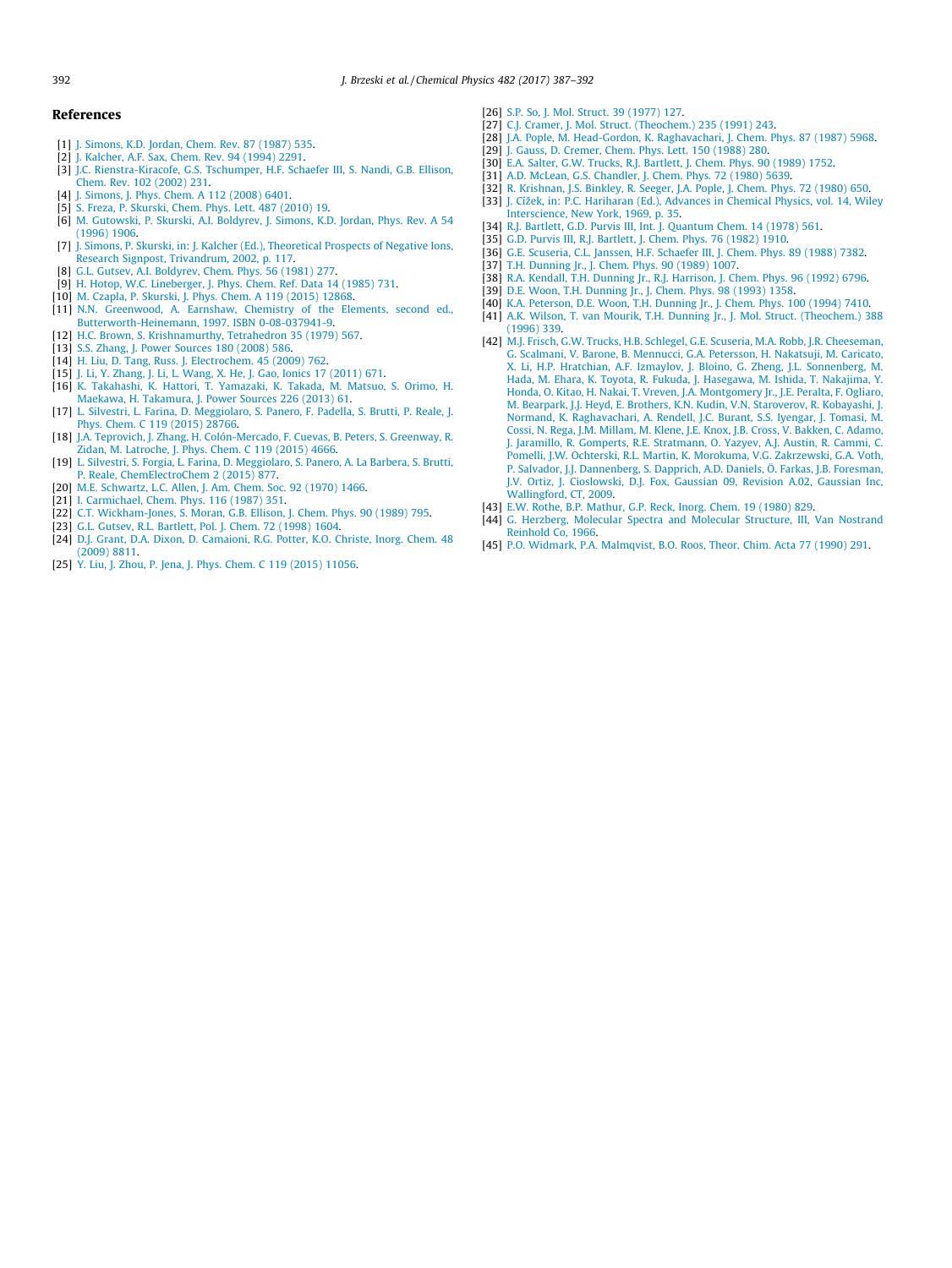## References

[1] J. Simons, K.D. Jordan, Chem. Rev. 87 (1987) 535.
[2] J. Kalcher, A.F. Sax, Chem. Rev. 94 (1994) 2291.
[3] J.C. Rienstra-Kiracofe, G.S. Tschumper, H.F. Schaefer III, S. Nandi, G.B. Ellison, Chem. Rev. 102 (2002) 231.
[4] J. Simons, J. Phys. Chem. A 112 (2008) 6401.
[5] S. Freza, P. Skurski, Chem. Phys. Lett. 487 (2010) 19.
[6] M. Gutowski, P. Skurski, A.I. Boldyrev, J. Simons, K.D. Jordan, Phys. Rev. A 54 (1996) 1906.
[7] J. Simons, P. Skurski, in: J. Kalcher (Ed.), Theoretical Prospects of Negative Ions, Research Signpost, Trivandrum, 2002, p. 117.
[8] G.L. Gutsev, A.I. Boldyrev, Chem. Phys. 56 (1981) 277.
[9] H. Hotop, W.C. Lineberger, J. Phys. Chem. Ref. Data 14 (1985) 731.
[10] M. Czapla, P. Skurski, J. Phys. Chem. A 119 (2015) 12868.
[11] N.N. Greenwood, A. Earnshaw, Chemistry of the Elements, second ed., Butterworth-Heinemann, 1997. ISBN 0-08-037941-9.
[12] H.C. Brown, S. Krishnamurthy, Tetrahedron 35 (1979) 567.
[13] S.S. Zhang, J. Power Sources 180 (2008) 586.
[14] H. Liu, D. Tang, Russ. J. Electrochem. 45 (2009) 762.
[15] J. Li, Y. Zhang, J. Li, L. Wang, X. He, J. Gao, Ionics 17 (2011) 671.
[16] K. Takahashi, K. Hattori, T. Yamazaki, K. Takada, M. Matsuo, S. Orimo, H. Maekawa, H. Takamura, J. Power Sources 226 (2013) 61.
[17] L. Silvestri, L. Farina, D. Meggiolaro, S. Panero, F. Padella, S. Brutti, P. Reale, J. Phys. Chem. C 119 (2015) 28766.
[18] J.A. Teprovich, J. Zhang, H. Colón-Mercado, F. Cuevas, B. Peters, S. Greenway, R. Zidan, M. Latroche, J. Phys. Chem. C 119 (2015) 4666.
[19] L. Silvestri, S. Forgia, L. Farina, D. Meggiolaro, S. Panero, A. La Barbera, S. Brutti, P. Reale, ChemElectroChem 2 (2015) 877.
[20] M.E. Schwartz, L.C. Allen, J. Am. Chem. Soc. 92 (1970) 1466.
[21] I. Carmichael, Chem. Phys. 116 (1987) 351.
[22] C.T. Wickham-Jones, S. Moran, G.B. Ellison, J. Chem. Phys. 90 (1989) 795.
[23] G.L. Gutsev, R.L. Bartlett, Pol. J. Chem. 72 (1998) 1604.
[24] D.J. Grant, D.A. Dixon, D. Camaioni, R.G. Potter, K.O. Christe, Inorg. Chem. 48 (2009) 8811.
[25] Y. Liu, J. Zhou, P. Jena, J. Phys. Chem. C 119 (2015) 11056.
[26] S.P. So, J. Mol. Struct. 39 (1977) 127.
[27] C.J. Cramer, J. Mol. Struct. (Theochem.) 235 (1991) 243.
[28] J.A. Pople, M. Head-Gordon, K. Raghavachari, J. Chem. Phys. 87 (1987) 5968.
[29] J. Gauss, D. Cremer, Chem. Phys. Lett. 150 (1988) 280.
[30] E.A. Salter, G.W. Trucks, R.J. Bartlett, J. Chem. Phys. 90 (1989) 1752.
[31] A.D. McLean, G.S. Chandler, J. Chem. Phys. 72 (1980) 5639.
[32] R. Krishnan, J.S. Binkley, R. Seeger, J.A. Pople, J. Chem. Phys. 72 (1980) 650.
[33] J. Čížek, in: P.C. Hariharan (Ed.), Advances in Chemical Physics, vol. 14, Wiley Interscience, New York, 1969, p. 35.
[34] R.J. Bartlett, G.D. Purvis III, Int. J. Quantum Chem. 14 (1978) 561.
[35] G.D. Purvis III, R.J. Bartlett, J. Chem. Phys. 76 (1982) 1910.
[36] G.E. Scuseria, C.L. Janssen, H.F. Schaefer III, J. Chem. Phys. 89 (1988) 7382.
[37] T.H. Dunning Jr., J. Chem. Phys. 90 (1989) 1007.
[38] R.A. Kendall, T.H. Dunning Jr., R.J. Harrison, J. Chem. Phys. 96 (1992) 6796.
[39] D.E. Woon, T.H. Dunning Jr., J. Chem. Phys. 98 (1993) 1358.
[40] K.A. Peterson, D.E. Woon, T.H. Dunning Jr., J. Chem. Phys. 100 (1994) 7410.
[41] A.K. Wilson, T. van Mourik, T.H. Dunning Jr., J. Mol. Struct. (Theochem.) 388 (1996) 339.
[42] M.J. Frisch, G.W. Trucks, H.B. Schlegel, G.E. Scuseria, M.A. Robb, J.R. Cheeseman, G. Scalmani, V. Barone, B. Mennucci, G.A. Petersson, H. Nakatsuji, M. Caricato, X. Li, H.P. Hratchian, A.F. Izmaylov, J. Bloino, G. Zheng, J.L. Sonnenberg, M. Hada, M. Ehara, K. Toyota, R. Fukuda, J. Hasegawa, M. Ishida, T. Nakajima, Y. Honda, O. Kitao, H. Nakai, T. Vreven, J.A. Montgomery Jr., J.E. Peralta, F. Ogliaro, M. Bearpark, J.J. Heyd, E. Brothers, K.N. Kudin, V.N. Staroverov, R. Kobayashi, J. Normand, K. Raghavachari, A. Rendell, J.C. Burant, S.S. Iyengar, J. Tomasi, M. Cossi, N. Rega, J.M. Millam, M. Klene, J.E. Knox, J.B. Cross, V. Bakken, C. Adamo, J. Jaramillo, R. Gomperts, R.E. Stratmann, O. Yazyev, A.J. Austin, R. Cammi, C. Pomelli, J.W. Ochterski, R.L. Martin, K. Morokuma, V.G. Zakrzewski, G.A. Voth, P. Salvador, J.J. Dannenberg, S. Dapprich, A.D. Daniels, Ö. Farkas, J.B. Foresman, J.V. Ortiz, J. Cioslowski, D.J. Fox, Gaussian 09, Revision A.02, Gaussian Inc, Wallingford, CT, 2009.
[43] E.W. Rothe, B.P. Mathur, G.P. Reck, Inorg. Chem. 19 (1980) 829.
[44] G. Herzberg, Molecular Spectra and Molecular Structure, III, Van Nostrand Reinhold Co, 1966.
[45] P.O. Widmark, P.A. Malmqvist, B.O. Roos, Theor. Chim. Acta 77 (1990) 291.